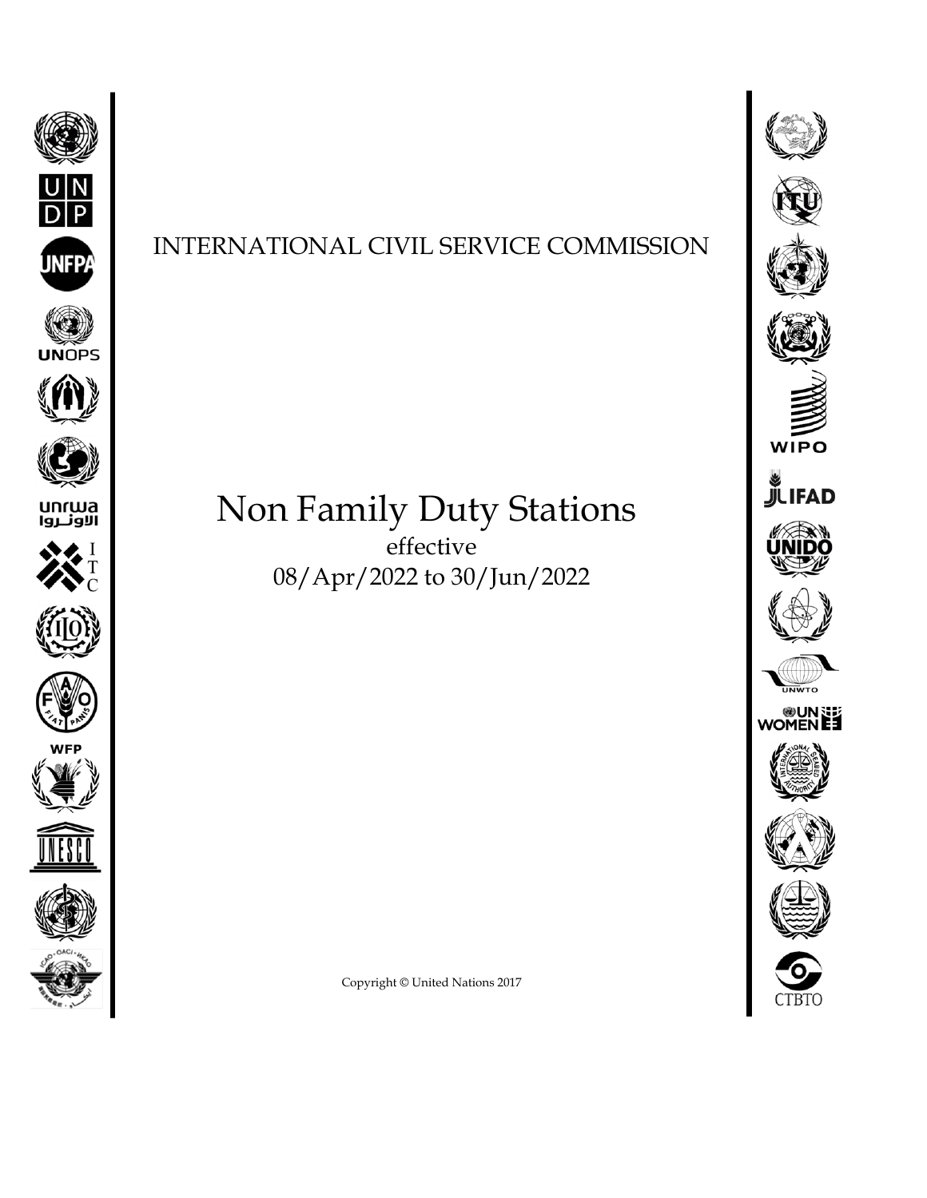INTERNATIONAL CIVIL SERVICE COMMISSION

# Non Family Duty Stations

effective
08/Apr/2022 to 30/Jun/2022

Copyright © United Nations 2017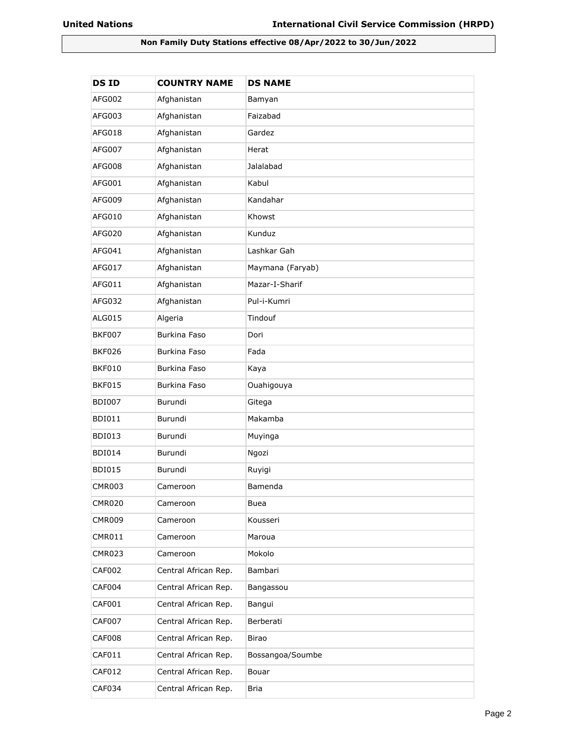**Non Family Duty Stations effective 08/Apr/2022 to 30/Jun/2022**

| DS ID | COUNTRY NAME | DS NAME |
|---|---|---|
| AFG002 | Afghanistan | Bamyan |
| AFG003 | Afghanistan | Faizabad |
| AFG018 | Afghanistan | Gardez |
| AFG007 | Afghanistan | Herat |
| AFG008 | Afghanistan | Jalalabad |
| AFG001 | Afghanistan | Kabul |
| AFG009 | Afghanistan | Kandahar |
| AFG010 | Afghanistan | Khowst |
| AFG020 | Afghanistan | Kunduz |
| AFG041 | Afghanistan | Lashkar Gah |
| AFG017 | Afghanistan | Maymana (Faryab) |
| AFG011 | Afghanistan | Mazar-I-Sharif |
| AFG032 | Afghanistan | Pul-i-Kumri |
| ALG015 | Algeria | Tindouf |
| BKF007 | Burkina Faso | Dori |
| BKF026 | Burkina Faso | Fada |
| BKF010 | Burkina Faso | Kaya |
| BKF015 | Burkina Faso | Ouahigouya |
| BDI007 | Burundi | Gitega |
| BDI011 | Burundi | Makamba |
| BDI013 | Burundi | Muyinga |
| BDI014 | Burundi | Ngozi |
| BDI015 | Burundi | Ruyigi |
| CMR003 | Cameroon | Bamenda |
| CMR020 | Cameroon | Buea |
| CMR009 | Cameroon | Kousseri |
| CMR011 | Cameroon | Maroua |
| CMR023 | Cameroon | Mokolo |
| CAF002 | Central African Rep. | Bambari |
| CAF004 | Central African Rep. | Bangassou |
| CAF001 | Central African Rep. | Bangui |
| CAF007 | Central African Rep. | Berberati |
| CAF008 | Central African Rep. | Birao |
| CAF011 | Central African Rep. | Bossangoa/Soumbe |
| CAF012 | Central African Rep. | Bouar |
| CAF034 | Central African Rep. | Bria |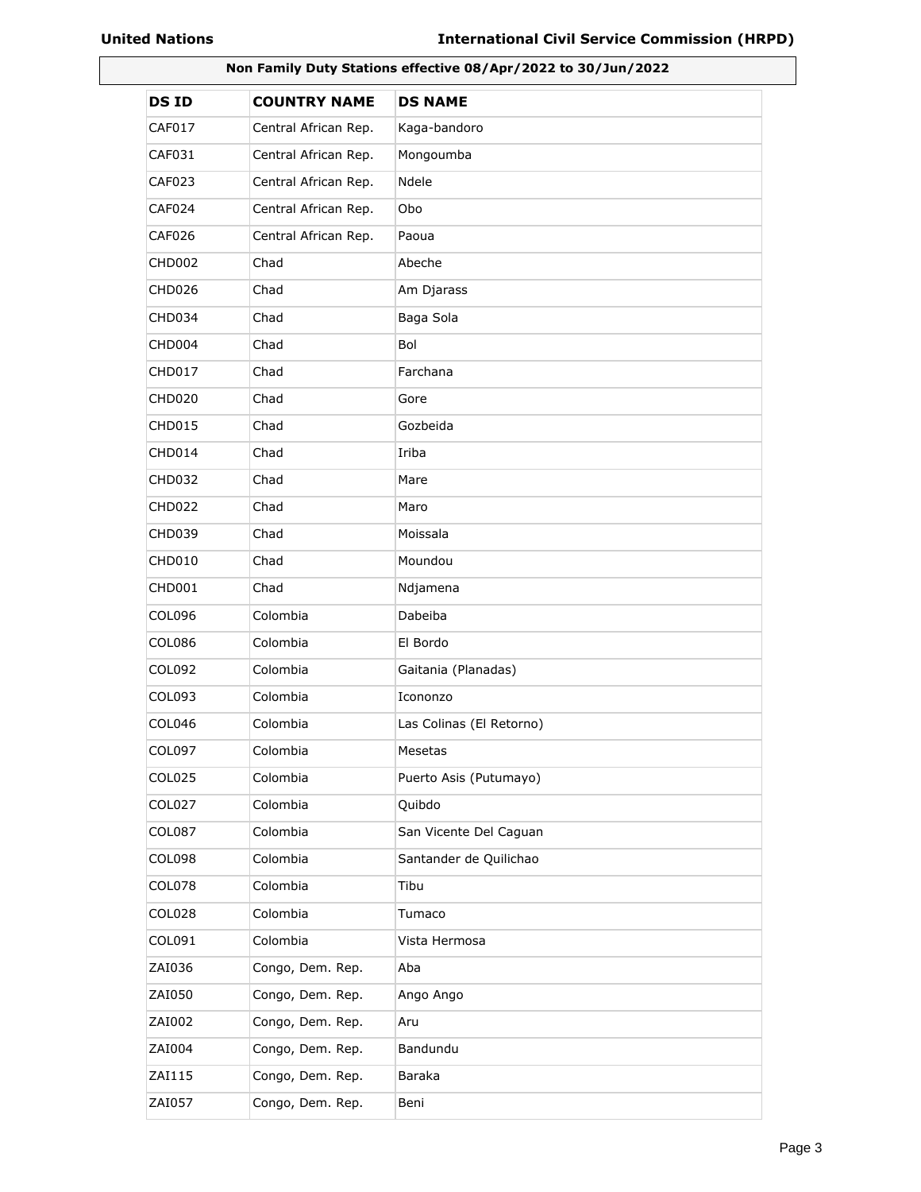**Non Family Duty Stations effective 08/Apr/2022 to 30/Jun/2022**

| DS ID | COUNTRY NAME | DS NAME |
|---|---|---|
| CAF017 | Central African Rep. | Kaga-bandoro |
| CAF031 | Central African Rep. | Mongoumba |
| CAF023 | Central African Rep. | Ndele |
| CAF024 | Central African Rep. | Obo |
| CAF026 | Central African Rep. | Paoua |
| CHD002 | Chad | Abeche |
| CHD026 | Chad | Am Djarass |
| CHD034 | Chad | Baga Sola |
| CHD004 | Chad | Bol |
| CHD017 | Chad | Farchana |
| CHD020 | Chad | Gore |
| CHD015 | Chad | Gozbeida |
| CHD014 | Chad | Iriba |
| CHD032 | Chad | Mare |
| CHD022 | Chad | Maro |
| CHD039 | Chad | Moissala |
| CHD010 | Chad | Moundou |
| CHD001 | Chad | Ndjamena |
| COL096 | Colombia | Dabeiba |
| COL086 | Colombia | El Bordo |
| COL092 | Colombia | Gaitania (Planadas) |
| COL093 | Colombia | Icononzo |
| COL046 | Colombia | Las Colinas (El Retorno) |
| COL097 | Colombia | Mesetas |
| COL025 | Colombia | Puerto Asis (Putumayo) |
| COL027 | Colombia | Quibdo |
| COL087 | Colombia | San Vicente Del Caguan |
| COL098 | Colombia | Santander de Quilichao |
| COL078 | Colombia | Tibu |
| COL028 | Colombia | Tumaco |
| COL091 | Colombia | Vista Hermosa |
| ZAI036 | Congo, Dem. Rep. | Aba |
| ZAI050 | Congo, Dem. Rep. | Ango Ango |
| ZAI002 | Congo, Dem. Rep. | Aru |
| ZAI004 | Congo, Dem. Rep. | Bandundu |
| ZAI115 | Congo, Dem. Rep. | Baraka |
| ZAI057 | Congo, Dem. Rep. | Beni |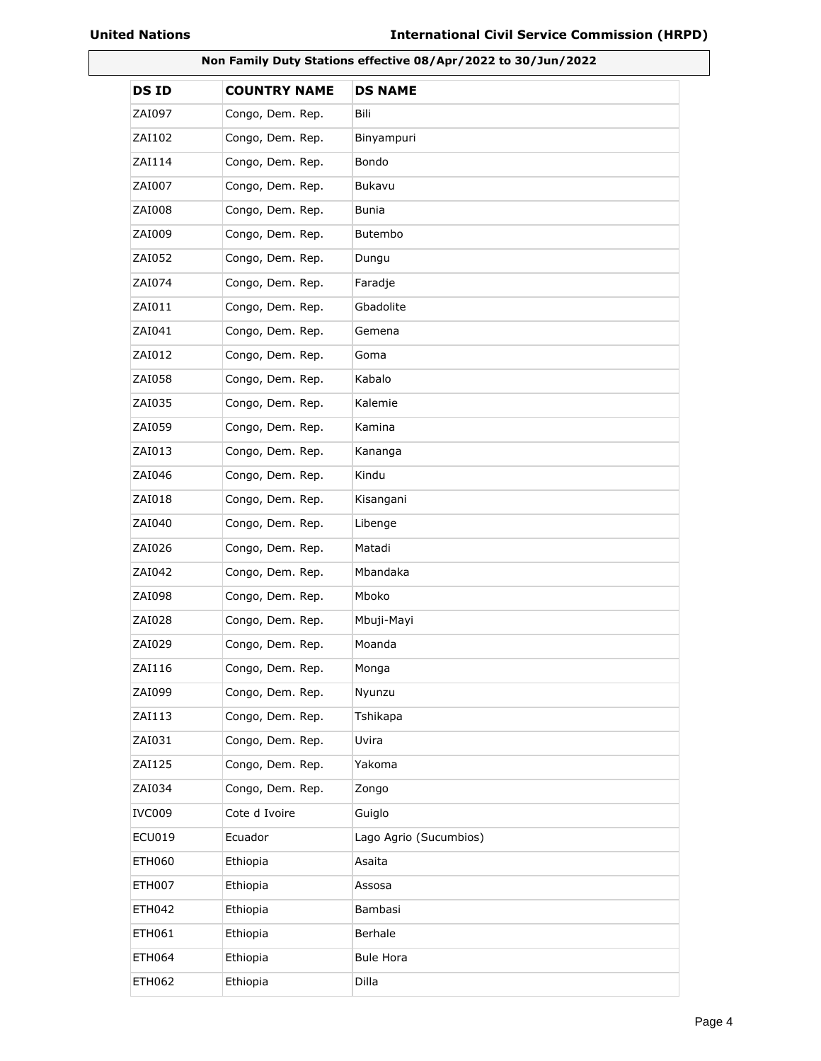**Non Family Duty Stations effective 08/Apr/2022 to 30/Jun/2022**

| DS ID | COUNTRY NAME | DS NAME |
|---|---|---|
| ZAI097 | Congo, Dem. Rep. | Bili |
| ZAI102 | Congo, Dem. Rep. | Binyampuri |
| ZAI114 | Congo, Dem. Rep. | Bondo |
| ZAI007 | Congo, Dem. Rep. | Bukavu |
| ZAI008 | Congo, Dem. Rep. | Bunia |
| ZAI009 | Congo, Dem. Rep. | Butembo |
| ZAI052 | Congo, Dem. Rep. | Dungu |
| ZAI074 | Congo, Dem. Rep. | Faradje |
| ZAI011 | Congo, Dem. Rep. | Gbadolite |
| ZAI041 | Congo, Dem. Rep. | Gemena |
| ZAI012 | Congo, Dem. Rep. | Goma |
| ZAI058 | Congo, Dem. Rep. | Kabalo |
| ZAI035 | Congo, Dem. Rep. | Kalemie |
| ZAI059 | Congo, Dem. Rep. | Kamina |
| ZAI013 | Congo, Dem. Rep. | Kananga |
| ZAI046 | Congo, Dem. Rep. | Kindu |
| ZAI018 | Congo, Dem. Rep. | Kisangani |
| ZAI040 | Congo, Dem. Rep. | Libenge |
| ZAI026 | Congo, Dem. Rep. | Matadi |
| ZAI042 | Congo, Dem. Rep. | Mbandaka |
| ZAI098 | Congo, Dem. Rep. | Mboko |
| ZAI028 | Congo, Dem. Rep. | Mbuji-Mayi |
| ZAI029 | Congo, Dem. Rep. | Moanda |
| ZAI116 | Congo, Dem. Rep. | Monga |
| ZAI099 | Congo, Dem. Rep. | Nyunzu |
| ZAI113 | Congo, Dem. Rep. | Tshikapa |
| ZAI031 | Congo, Dem. Rep. | Uvira |
| ZAI125 | Congo, Dem. Rep. | Yakoma |
| ZAI034 | Congo, Dem. Rep. | Zongo |
| IVC009 | Cote d Ivoire | Guiglo |
| ECU019 | Ecuador | Lago Agrio (Sucumbios) |
| ETH060 | Ethiopia | Asaita |
| ETH007 | Ethiopia | Assosa |
| ETH042 | Ethiopia | Bambasi |
| ETH061 | Ethiopia | Berhale |
| ETH064 | Ethiopia | Bule Hora |
| ETH062 | Ethiopia | Dilla |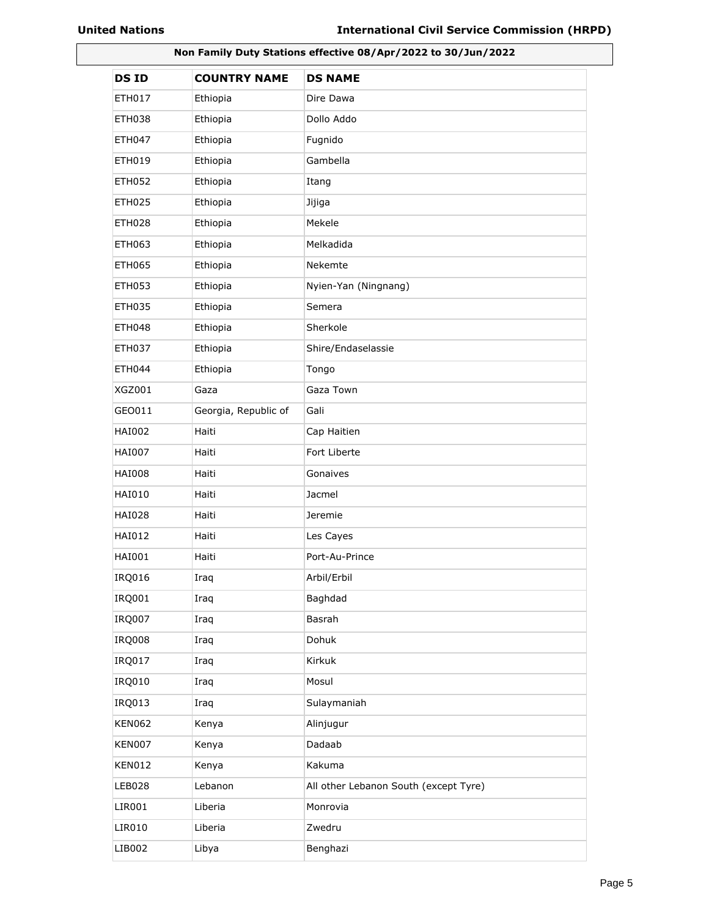**Non Family Duty Stations effective 08/Apr/2022 to 30/Jun/2022**

| DS ID | COUNTRY NAME | DS NAME |
|---|---|---|
| ETH017 | Ethiopia | Dire Dawa |
| ETH038 | Ethiopia | Dollo Addo |
| ETH047 | Ethiopia | Fugnido |
| ETH019 | Ethiopia | Gambella |
| ETH052 | Ethiopia | Itang |
| ETH025 | Ethiopia | Jijiga |
| ETH028 | Ethiopia | Mekele |
| ETH063 | Ethiopia | Melkadida |
| ETH065 | Ethiopia | Nekemte |
| ETH053 | Ethiopia | Nyien-Yan (Ningnang) |
| ETH035 | Ethiopia | Semera |
| ETH048 | Ethiopia | Sherkole |
| ETH037 | Ethiopia | Shire/Endaselassie |
| ETH044 | Ethiopia | Tongo |
| XGZ001 | Gaza | Gaza Town |
| GEO011 | Georgia, Republic of | Gali |
| HAI002 | Haiti | Cap Haitien |
| HAI007 | Haiti | Fort Liberte |
| HAI008 | Haiti | Gonaives |
| HAI010 | Haiti | Jacmel |
| HAI028 | Haiti | Jeremie |
| HAI012 | Haiti | Les Cayes |
| HAI001 | Haiti | Port-Au-Prince |
| IRQ016 | Iraq | Arbil/Erbil |
| IRQ001 | Iraq | Baghdad |
| IRQ007 | Iraq | Basrah |
| IRQ008 | Iraq | Dohuk |
| IRQ017 | Iraq | Kirkuk |
| IRQ010 | Iraq | Mosul |
| IRQ013 | Iraq | Sulaymaniah |
| KEN062 | Kenya | Alinjugur |
| KEN007 | Kenya | Dadaab |
| KEN012 | Kenya | Kakuma |
| LEB028 | Lebanon | All other Lebanon South (except Tyre) |
| LIR001 | Liberia | Monrovia |
| LIR010 | Liberia | Zwedru |
| LIB002 | Libya | Benghazi |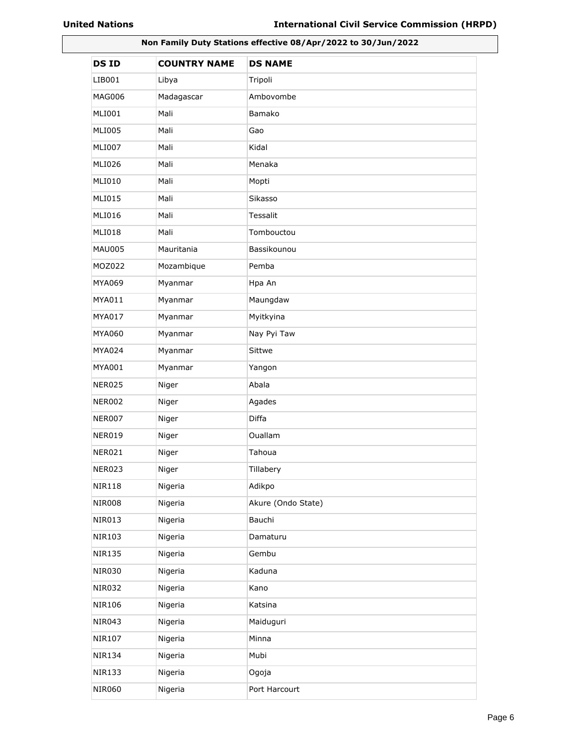**Non Family Duty Stations effective 08/Apr/2022 to 30/Jun/2022**

| DS ID | COUNTRY NAME | DS NAME |
|---|---|---|
| LIB001 | Libya | Tripoli |
| MAG006 | Madagascar | Ambovombe |
| MLI001 | Mali | Bamako |
| MLI005 | Mali | Gao |
| MLI007 | Mali | Kidal |
| MLI026 | Mali | Menaka |
| MLI010 | Mali | Mopti |
| MLI015 | Mali | Sikasso |
| MLI016 | Mali | Tessalit |
| MLI018 | Mali | Tombouctou |
| MAU005 | Mauritania | Bassikounou |
| MOZ022 | Mozambique | Pemba |
| MYA069 | Myanmar | Hpa An |
| MYA011 | Myanmar | Maungdaw |
| MYA017 | Myanmar | Myitkyina |
| MYA060 | Myanmar | Nay Pyi Taw |
| MYA024 | Myanmar | Sittwe |
| MYA001 | Myanmar | Yangon |
| NER025 | Niger | Abala |
| NER002 | Niger | Agades |
| NER007 | Niger | Diffa |
| NER019 | Niger | Ouallam |
| NER021 | Niger | Tahoua |
| NER023 | Niger | Tillabery |
| NIR118 | Nigeria | Adikpo |
| NIR008 | Nigeria | Akure (Ondo State) |
| NIR013 | Nigeria | Bauchi |
| NIR103 | Nigeria | Damaturu |
| NIR135 | Nigeria | Gembu |
| NIR030 | Nigeria | Kaduna |
| NIR032 | Nigeria | Kano |
| NIR106 | Nigeria | Katsina |
| NIR043 | Nigeria | Maiduguri |
| NIR107 | Nigeria | Minna |
| NIR134 | Nigeria | Mubi |
| NIR133 | Nigeria | Ogoja |
| NIR060 | Nigeria | Port Harcourt |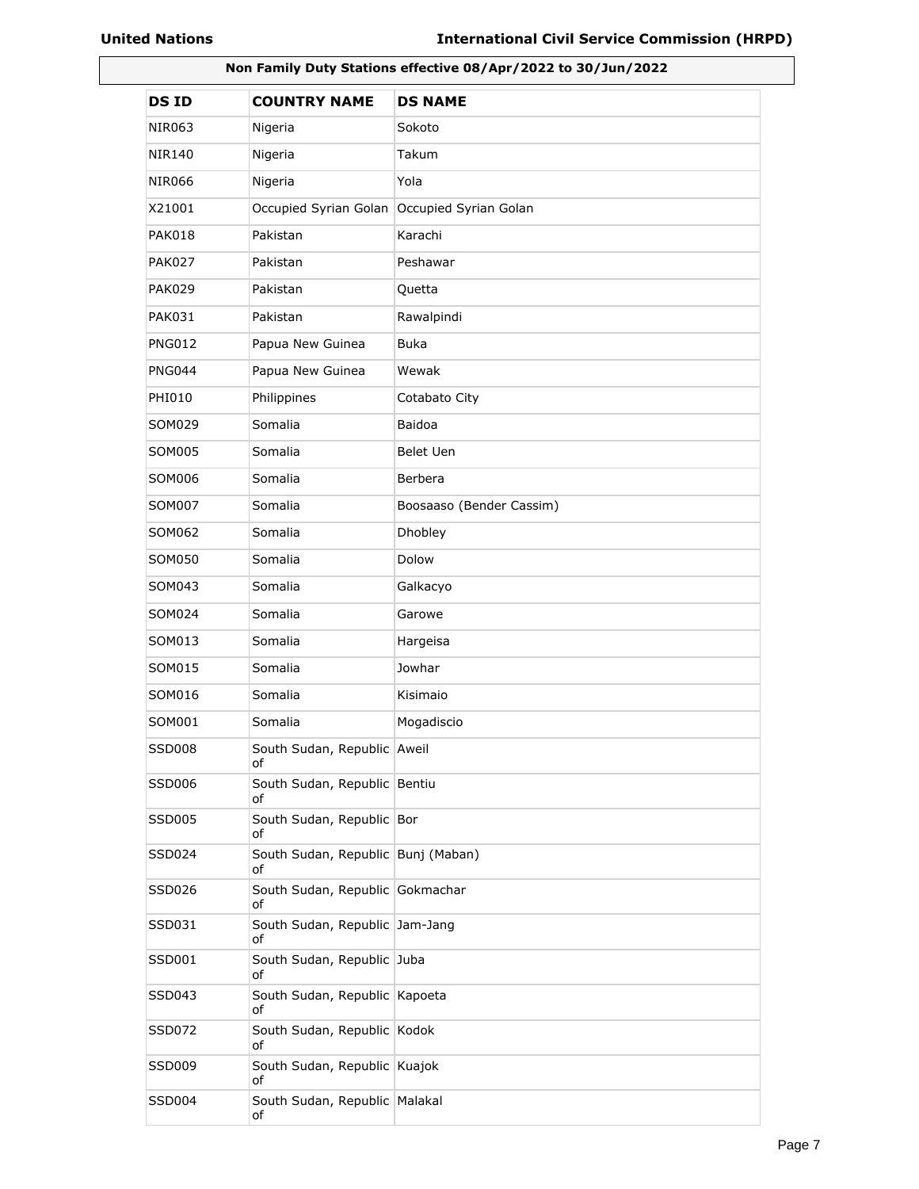**Non Family Duty Stations effective 08/Apr/2022 to 30/Jun/2022**

| DS ID | COUNTRY NAME | DS NAME |
|---|---|---|
| NIR063 | Nigeria | Sokoto |
| NIR140 | Nigeria | Takum |
| NIR066 | Nigeria | Yola |
| X21001 | Occupied Syrian Golan | Occupied Syrian Golan |
| PAK018 | Pakistan | Karachi |
| PAK027 | Pakistan | Peshawar |
| PAK029 | Pakistan | Quetta |
| PAK031 | Pakistan | Rawalpindi |
| PNG012 | Papua New Guinea | Buka |
| PNG044 | Papua New Guinea | Wewak |
| PHI010 | Philippines | Cotabato City |
| SOM029 | Somalia | Baidoa |
| SOM005 | Somalia | Belet Uen |
| SOM006 | Somalia | Berbera |
| SOM007 | Somalia | Boosaaso (Bender Cassim) |
| SOM062 | Somalia | Dhobley |
| SOM050 | Somalia | Dolow |
| SOM043 | Somalia | Galkacyo |
| SOM024 | Somalia | Garowe |
| SOM013 | Somalia | Hargeisa |
| SOM015 | Somalia | Jowhar |
| SOM016 | Somalia | Kisimaio |
| SOM001 | Somalia | Mogadiscio |
| SSD008 | South Sudan, Republic of | Aweil |
| SSD006 | South Sudan, Republic of | Bentiu |
| SSD005 | South Sudan, Republic of | Bor |
| SSD024 | South Sudan, Republic of | Bunj (Maban) |
| SSD026 | South Sudan, Republic of | Gokmachar |
| SSD031 | South Sudan, Republic of | Jam-Jang |
| SSD001 | South Sudan, Republic of | Juba |
| SSD043 | South Sudan, Republic of | Kapoeta |
| SSD072 | South Sudan, Republic of | Kodok |
| SSD009 | South Sudan, Republic of | Kuajok |
| SSD004 | South Sudan, Republic of | Malakal |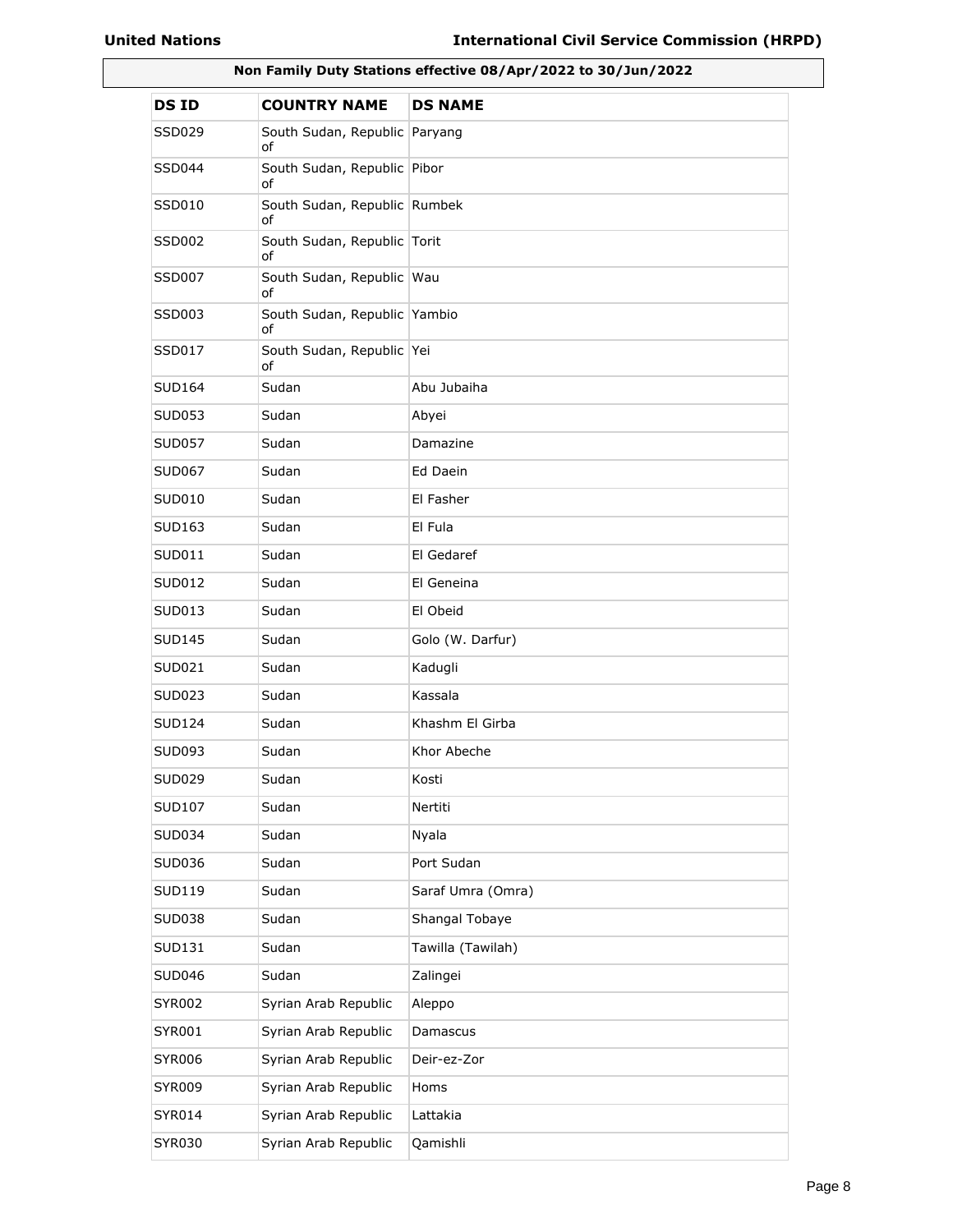**Non Family Duty Stations effective 08/Apr/2022 to 30/Jun/2022**

| DS ID | COUNTRY NAME | DS NAME |
|---|---|---|
| SSD029 | South Sudan, Republic of | Paryang |
| SSD044 | South Sudan, Republic of | Pibor |
| SSD010 | South Sudan, Republic of | Rumbek |
| SSD002 | South Sudan, Republic of | Torit |
| SSD007 | South Sudan, Republic of | Wau |
| SSD003 | South Sudan, Republic of | Yambio |
| SSD017 | South Sudan, Republic of | Yei |
| SUD164 | Sudan | Abu Jubaiha |
| SUD053 | Sudan | Abyei |
| SUD057 | Sudan | Damazine |
| SUD067 | Sudan | Ed Daein |
| SUD010 | Sudan | El Fasher |
| SUD163 | Sudan | El Fula |
| SUD011 | Sudan | El Gedaref |
| SUD012 | Sudan | El Geneina |
| SUD013 | Sudan | El Obeid |
| SUD145 | Sudan | Golo (W. Darfur) |
| SUD021 | Sudan | Kadugli |
| SUD023 | Sudan | Kassala |
| SUD124 | Sudan | Khashm El Girba |
| SUD093 | Sudan | Khor Abeche |
| SUD029 | Sudan | Kosti |
| SUD107 | Sudan | Nertiti |
| SUD034 | Sudan | Nyala |
| SUD036 | Sudan | Port Sudan |
| SUD119 | Sudan | Saraf Umra (Omra) |
| SUD038 | Sudan | Shangal Tobaye |
| SUD131 | Sudan | Tawilla (Tawilah) |
| SUD046 | Sudan | Zalingei |
| SYR002 | Syrian Arab Republic | Aleppo |
| SYR001 | Syrian Arab Republic | Damascus |
| SYR006 | Syrian Arab Republic | Deir-ez-Zor |
| SYR009 | Syrian Arab Republic | Homs |
| SYR014 | Syrian Arab Republic | Lattakia |
| SYR030 | Syrian Arab Republic | Qamishli |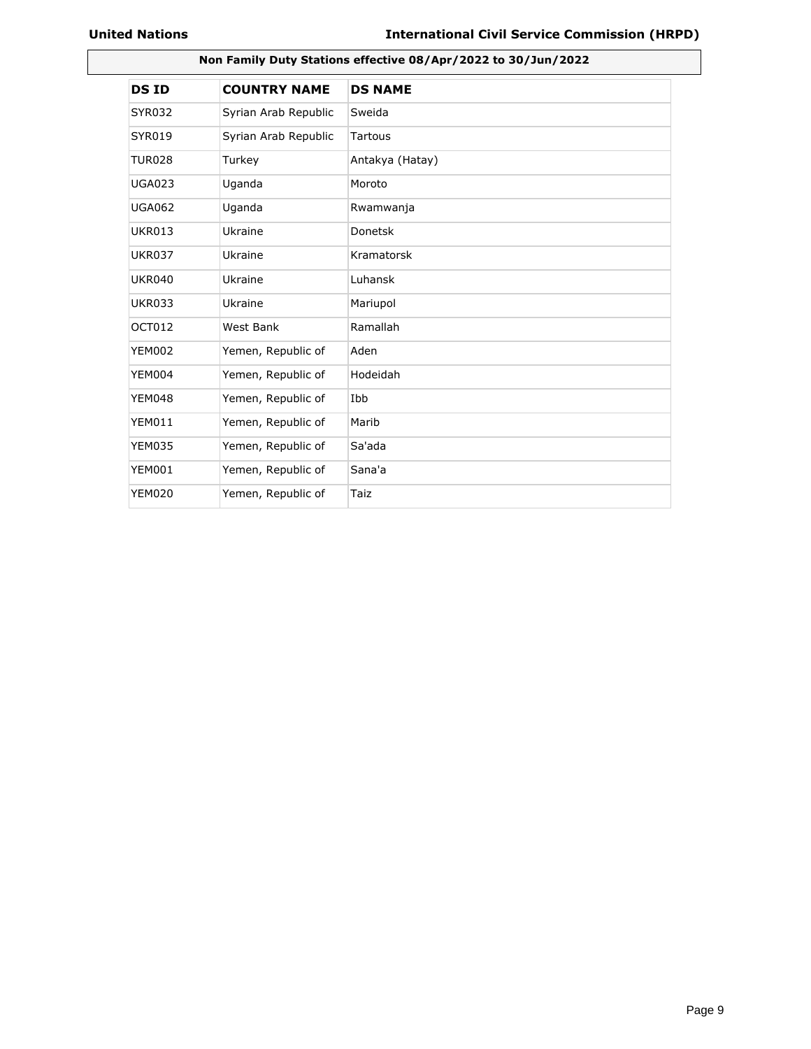**Non Family Duty Stations effective 08/Apr/2022 to 30/Jun/2022**

| DS ID | COUNTRY NAME | DS NAME |
|---|---|---|
| SYR032 | Syrian Arab Republic | Sweida |
| SYR019 | Syrian Arab Republic | Tartous |
| TUR028 | Turkey | Antakya (Hatay) |
| UGA023 | Uganda | Moroto |
| UGA062 | Uganda | Rwamwanja |
| UKR013 | Ukraine | Donetsk |
| UKR037 | Ukraine | Kramatorsk |
| UKR040 | Ukraine | Luhansk |
| UKR033 | Ukraine | Mariupol |
| OCT012 | West Bank | Ramallah |
| YEM002 | Yemen, Republic of | Aden |
| YEM004 | Yemen, Republic of | Hodeidah |
| YEM048 | Yemen, Republic of | Ibb |
| YEM011 | Yemen, Republic of | Marib |
| YEM035 | Yemen, Republic of | Sa'ada |
| YEM001 | Yemen, Republic of | Sana'a |
| YEM020 | Yemen, Republic of | Taiz |